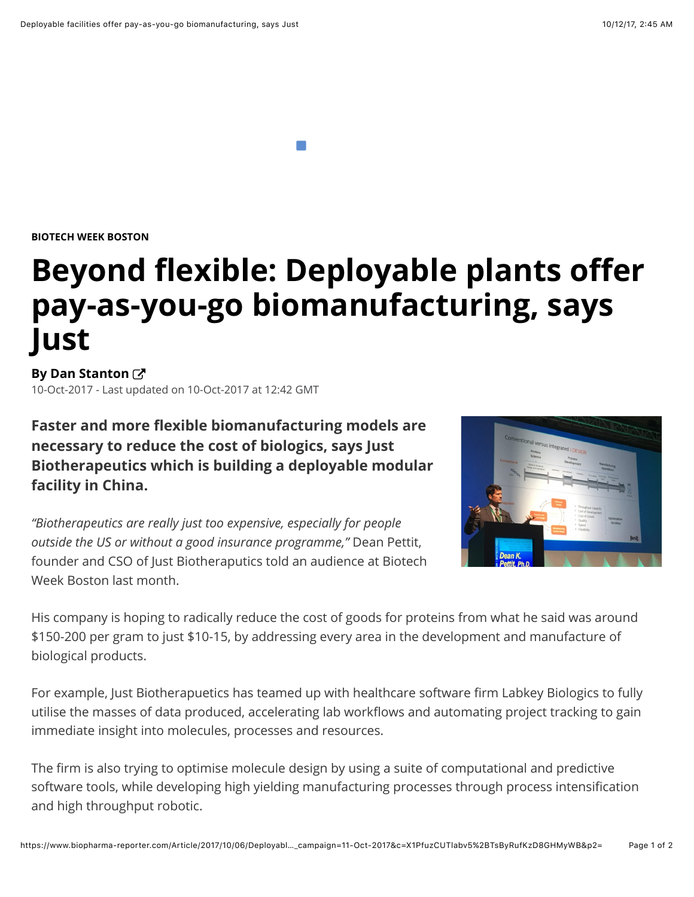BIOTECH WEEK BOSTON

# Beyond flexible: Deployable plants offer pay-as-you-go biomanufacturing, says Just

**By Dan Stanton**

10-Oct-2017 - Last updated on 10-Oct-2017 at 12:42 GMT

**Faster and more flexible biomanufacturing models are necessary to reduce the cost of biologics, says Just Biotherapeutics which is building a deployable modular facility in China.**

*"Biotherapeutics are really just too expensive, especially for people outside the US or without a good insurance programme,"* Dean Pettit, founder and CSO of Just Biotheraputics told an audience at Biotech Week Boston last month.

His company is hoping to radically reduce the cost of goods for proteins from what he said was around $150-200 per gram to just $10-15, by addressing every area in the development and manufacture of biological products.

For example, Just Biotherapuetics has teamed up with healthcare software firm Labkey Biologics to fully utilise the masses of data produced, accelerating lab workflows and automating project tracking to gain immediate insight into molecules, processes and resources.

The firm is also trying to optimise molecule design by using a suite of computational and predictive software tools, while developing high yielding manufacturing processes through process intensification and high throughput robotic.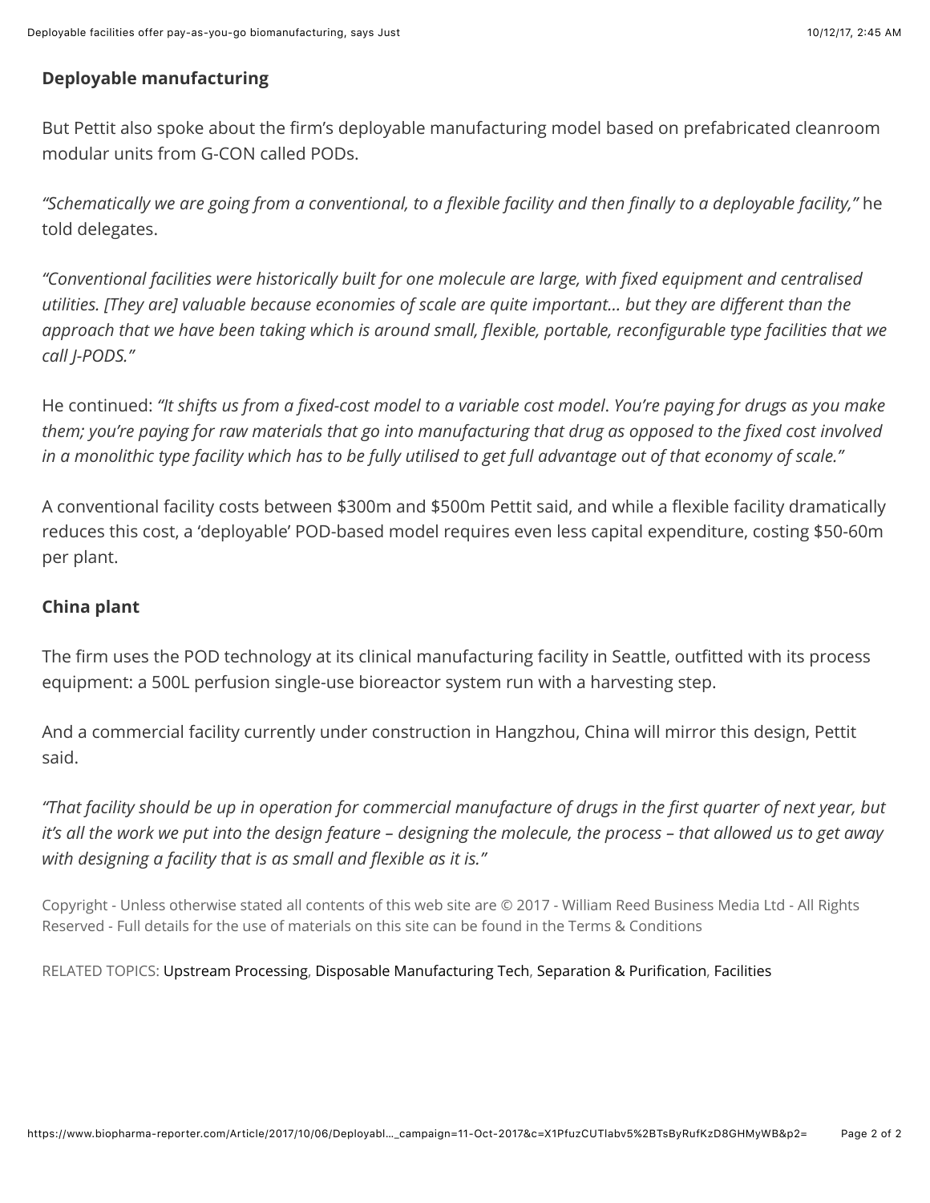## Deployable manufacturing

But Pettit also spoke about the firm's deployable manufacturing model based on prefabricated cleanroom modular units from G-CON called PODs.

*"Schematically we are going from a conventional, to a flexible facility and then finally to a deployable facility,"* he told delegates.

*"Conventional facilities were historically built for one molecule are large, with fixed equipment and centralised utilities. [They are] valuable because economies of scale are quite important... but they are different than the approach that we have been taking which is around small, flexible, portable, reconfigurable type facilities that we call J-PODS."*

He continued: *"It shifts us from a fixed-cost model to a variable cost model. You're paying for drugs as you make them; you're paying for raw materials that go into manufacturing that drug as opposed to the fixed cost involved in a monolithic type facility which has to be fully utilised to get full advantage out of that economy of scale."*

A conventional facility costs between \$300m and \$500m Pettit said, and while a flexible facility dramatically reduces this cost, a 'deployable' POD-based model requires even less capital expenditure, costing \$50-60m per plant.

## China plant

The firm uses the POD technology at its clinical manufacturing facility in Seattle, outfitted with its process equipment: a 500L perfusion single-use bioreactor system run with a harvesting step.

And a commercial facility currently under construction in Hangzhou, China will mirror this design, Pettit said.

*"That facility should be up in operation for commercial manufacture of drugs in the first quarter of next year, but it's all the work we put into the design feature – designing the molecule, the process – that allowed us to get away with designing a facility that is as small and flexible as it is."*

Copyright - Unless otherwise stated all contents of this web site are © 2017 - William Reed Business Media Ltd - All Rights Reserved - Full details for the use of materials on this site can be found in the Terms & Conditions

RELATED TOPICS: Upstream Processing, Disposable Manufacturing Tech, Separation & Purification, Facilities